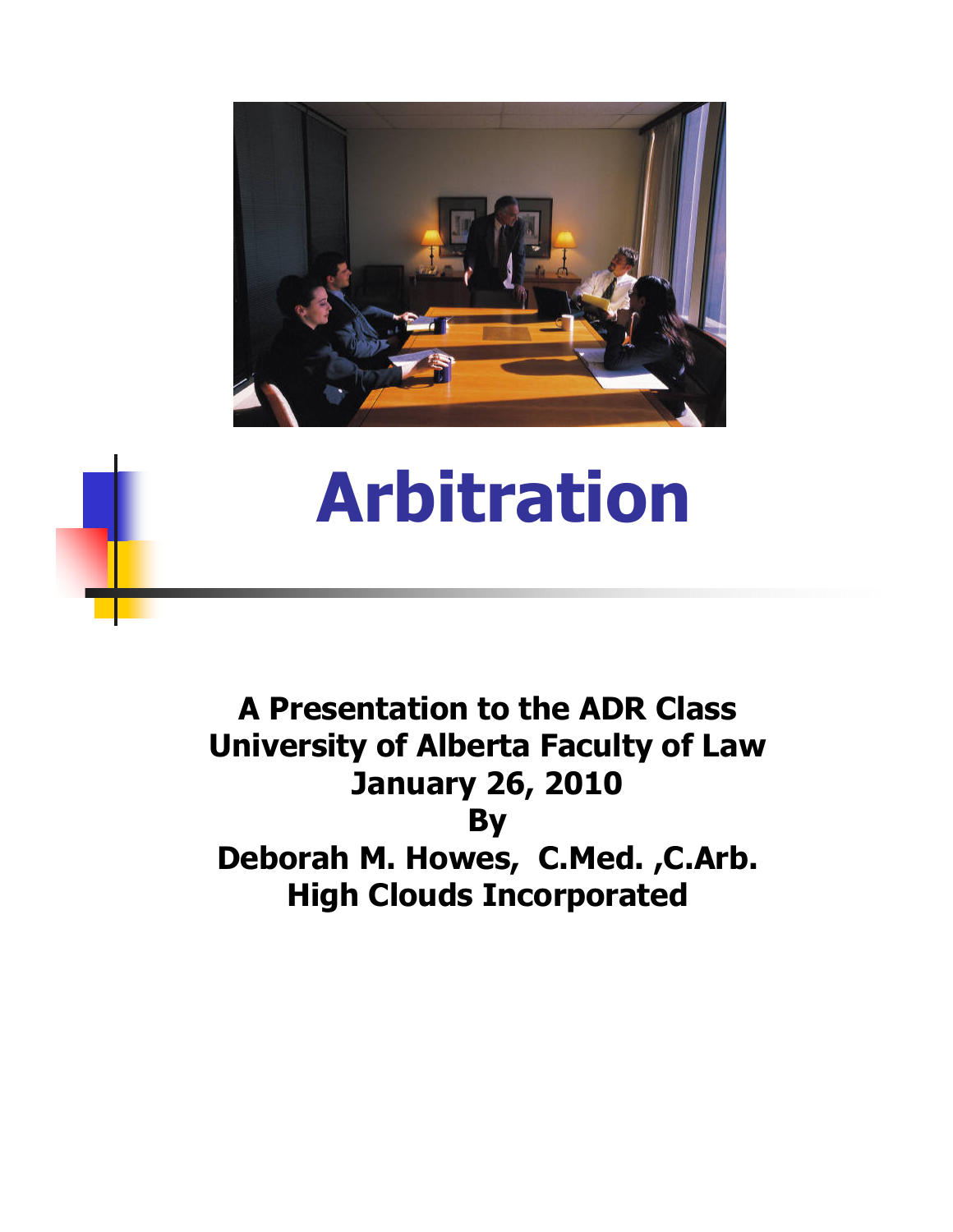# Arbitration

**A Presentation to the ADR Class**
**University of Alberta Faculty of Law**
**January 26, 2010**
**By**
**Deborah M. Howes, C.Med. ,C.Arb.**
**High Clouds Incorporated**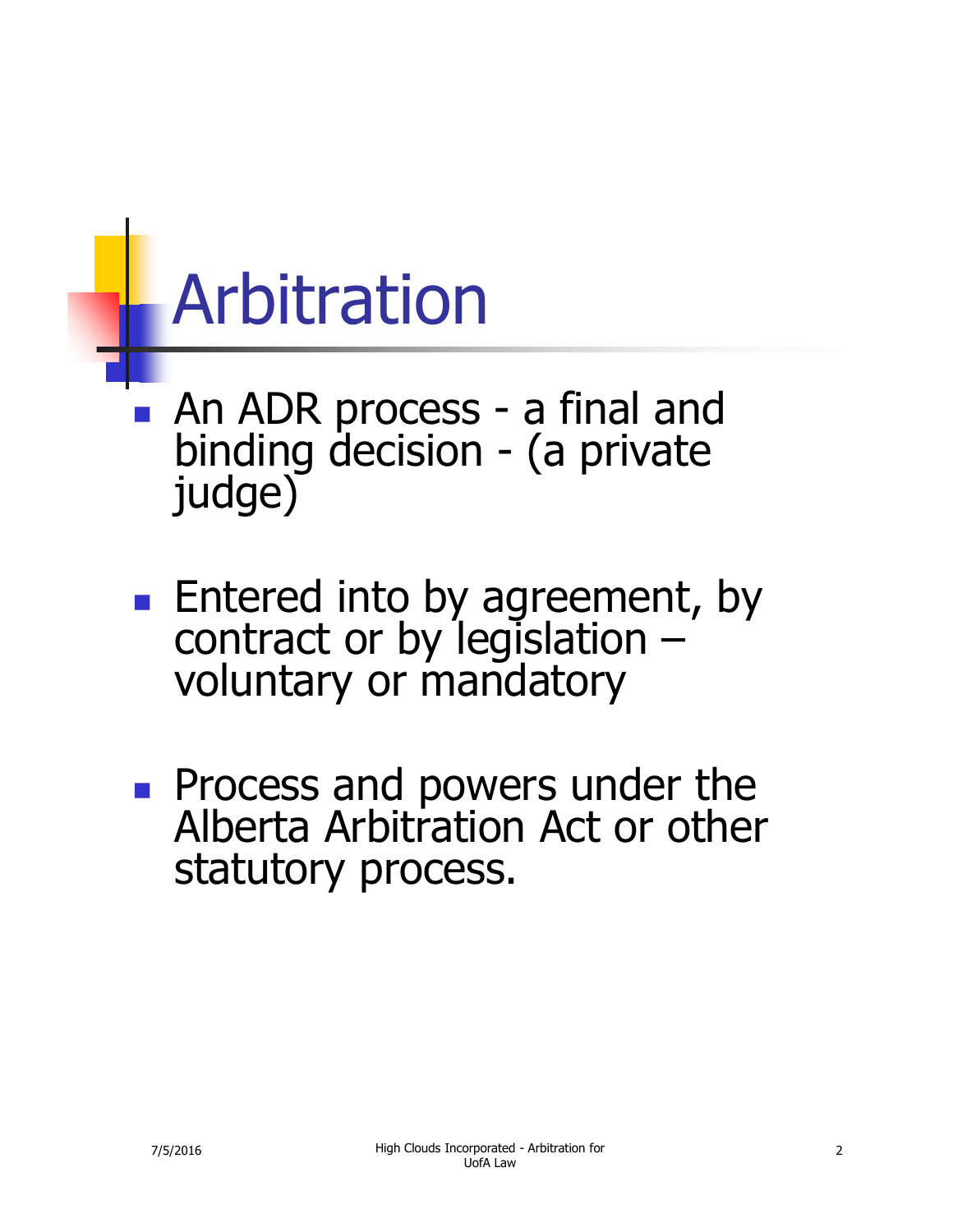# Arbitration

- An ADR process - a final and binding decision - (a private judge)

- Entered into by agreement, by contract or by legislation – voluntary or mandatory

- Process and powers under the Alberta Arbitration Act or other statutory process.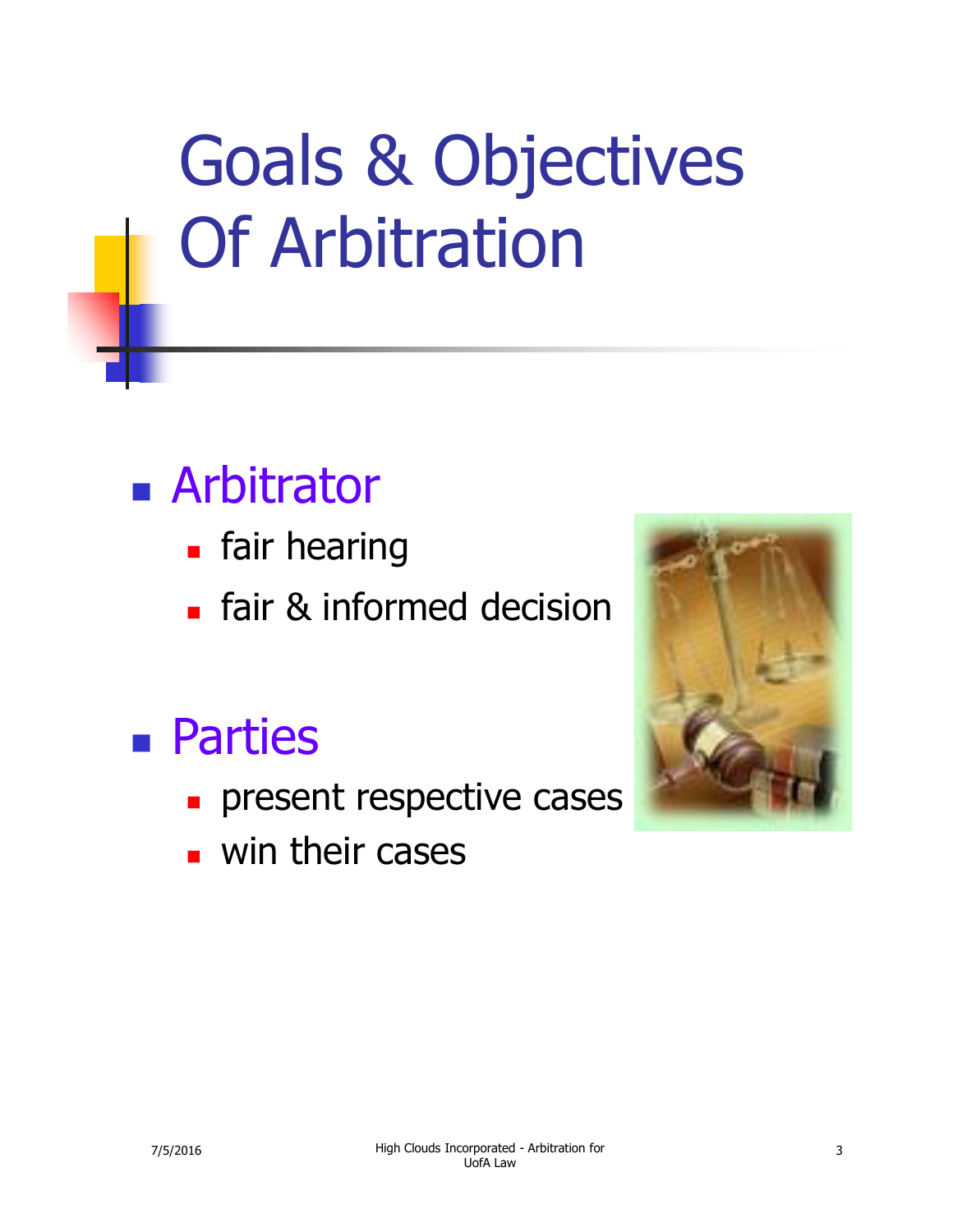# Goals & Objectives Of Arbitration

- Arbitrator
  - fair hearing
  - fair & informed decision
- Parties
  - present respective cases
  - win their cases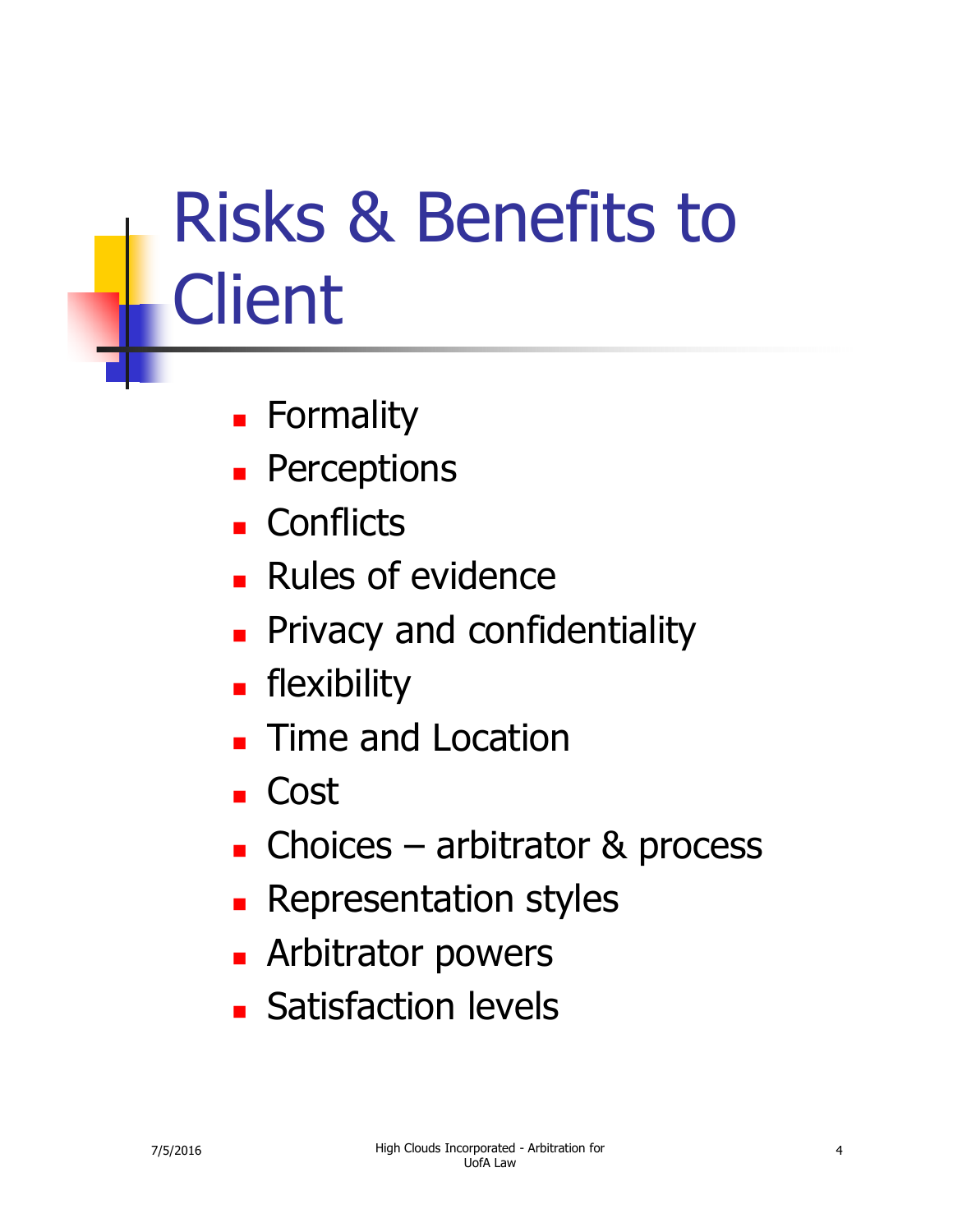# Risks & Benefits to Client

- Formality
- Perceptions
- Conflicts
- Rules of evidence
- Privacy and confidentiality
- flexibility
- Time and Location
- Cost
- Choices – arbitrator & process
- Representation styles
- Arbitrator powers
- Satisfaction levels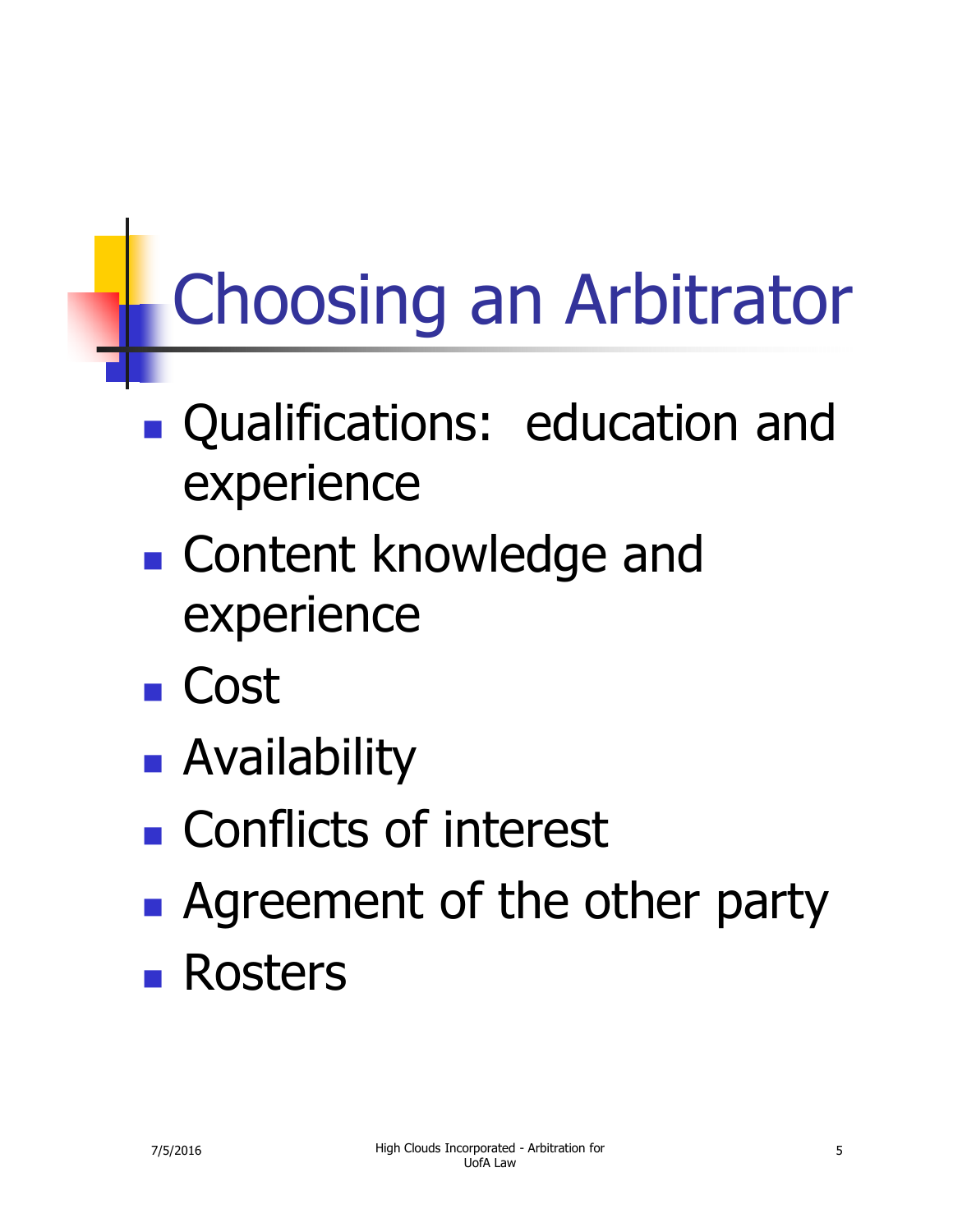# Choosing an Arbitrator

- Qualifications: education and experience
- Content knowledge and experience
- Cost
- Availability
- Conflicts of interest
- Agreement of the other party
- Rosters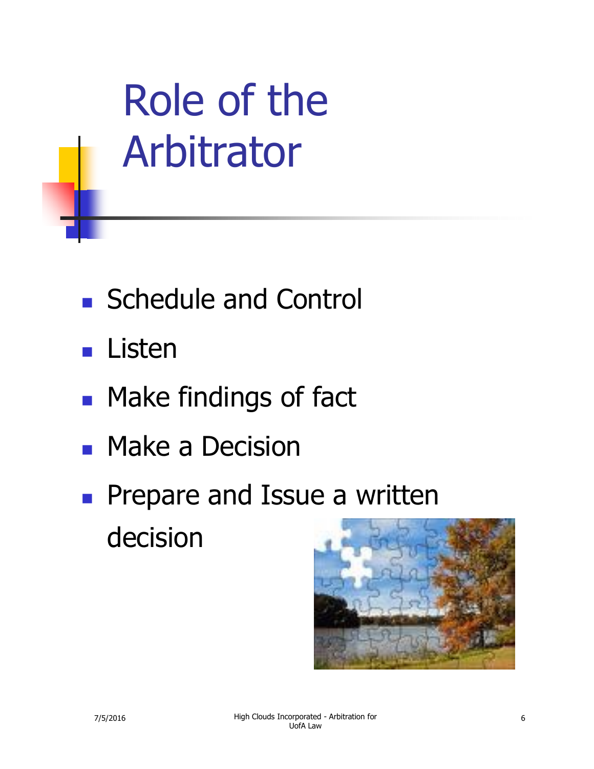# Role of the Arbitrator

- Schedule and Control
- Listen
- Make findings of fact
- Make a Decision
- Prepare and Issue a written decision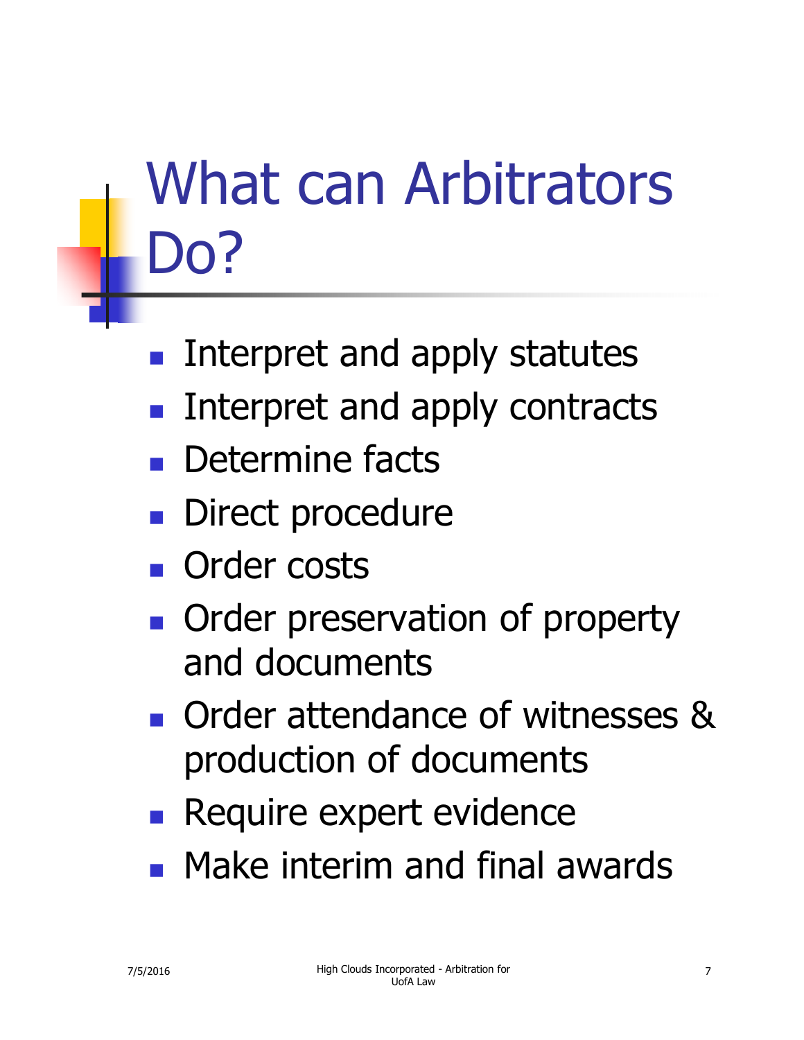# What can Arbitrators Do?

- Interpret and apply statutes
- Interpret and apply contracts
- Determine facts
- Direct procedure
- Order costs
- Order preservation of property and documents
- Order attendance of witnesses & production of documents
- Require expert evidence
- Make interim and final awards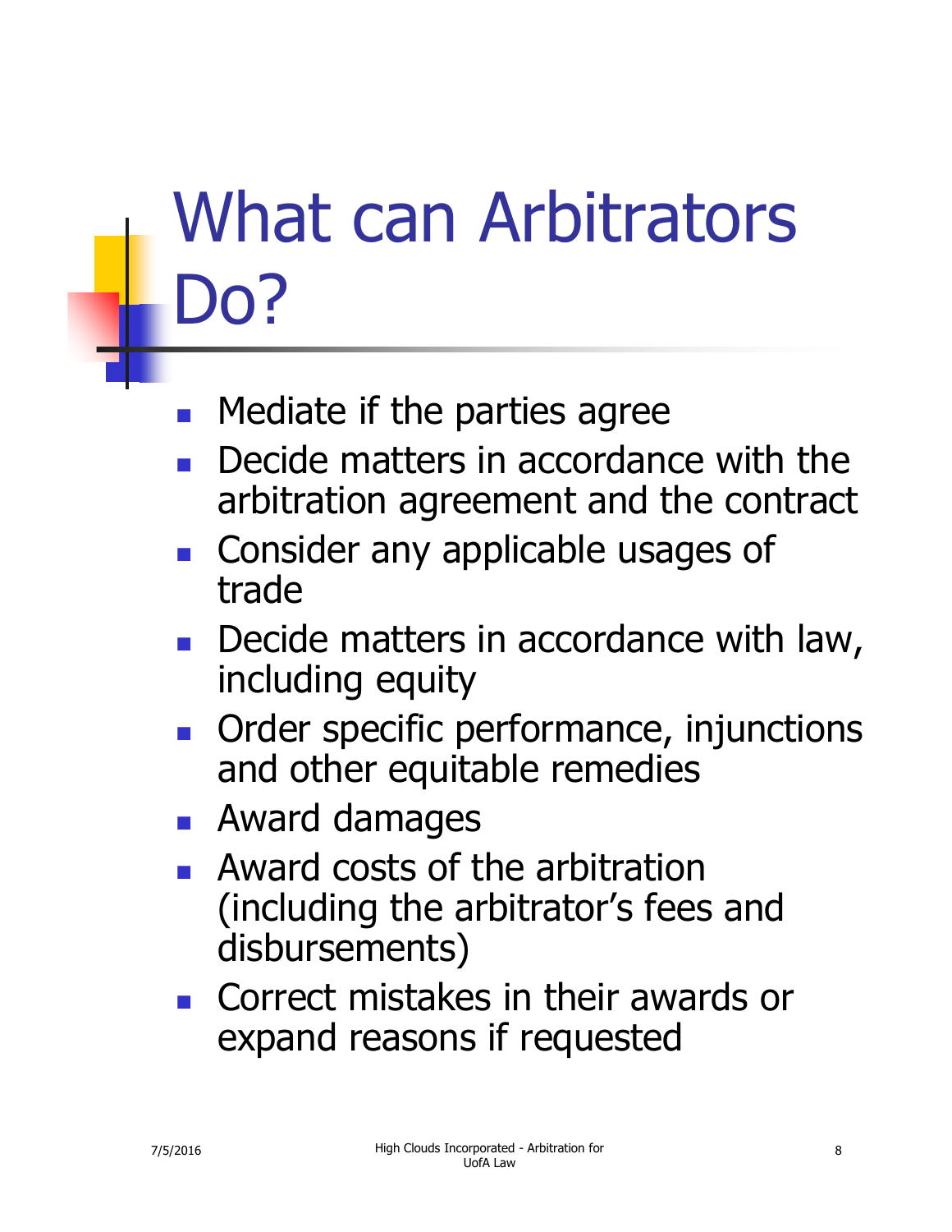# What can Arbitrators Do?

- Mediate if the parties agree
- Decide matters in accordance with the arbitration agreement and the contract
- Consider any applicable usages of trade
- Decide matters in accordance with law, including equity
- Order specific performance, injunctions and other equitable remedies
- Award damages
- Award costs of the arbitration (including the arbitrator's fees and disbursements)
- Correct mistakes in their awards or expand reasons if requested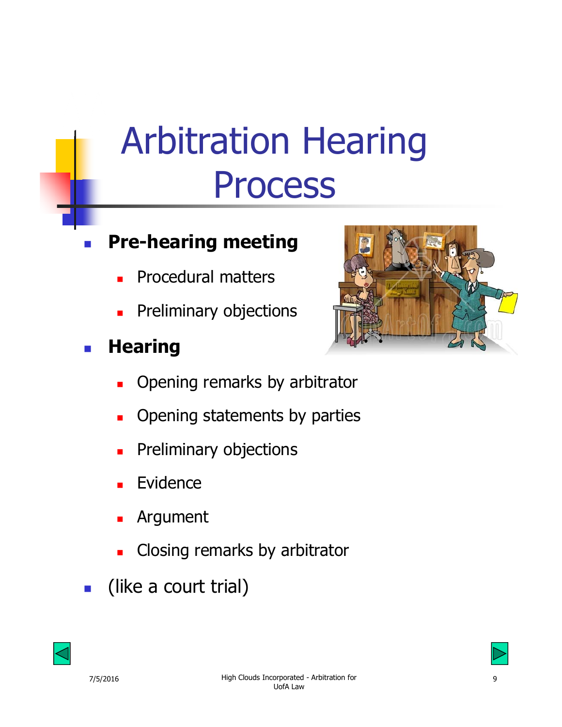# Arbitration Hearing Process

- **Pre-hearing meeting**
  - Procedural matters
  - Preliminary objections
- **Hearing**
  - Opening remarks by arbitrator
  - Opening statements by parties
  - Preliminary objections
  - Evidence
  - Argument
  - Closing remarks by arbitrator
- (like a court trial)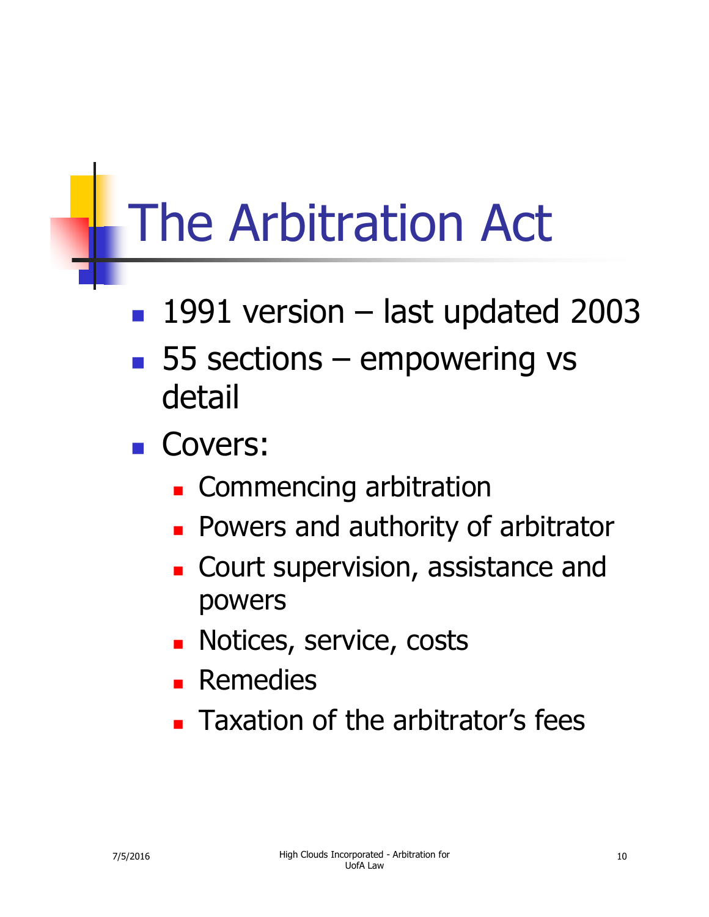# The Arbitration Act

- 1991 version – last updated 2003
- 55 sections – empowering vs detail
- Covers:
  - Commencing arbitration
  - Powers and authority of arbitrator
  - Court supervision, assistance and powers
  - Notices, service, costs
  - Remedies
  - Taxation of the arbitrator's fees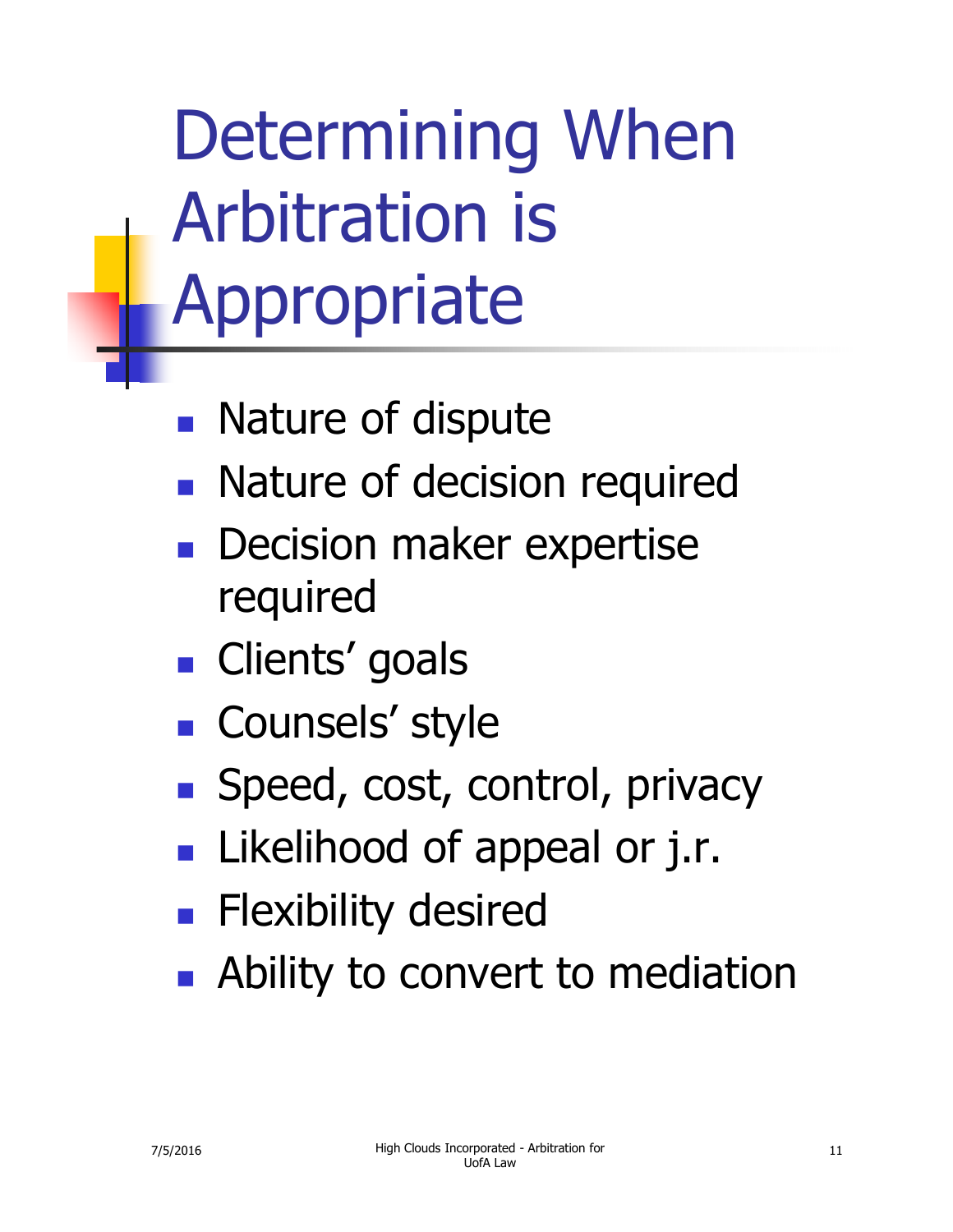# Determining When Arbitration is Appropriate

- Nature of dispute
- Nature of decision required
- Decision maker expertise required
- Clients' goals
- Counsels' style
- Speed, cost, control, privacy
- Likelihood of appeal or j.r.
- Flexibility desired
- Ability to convert to mediation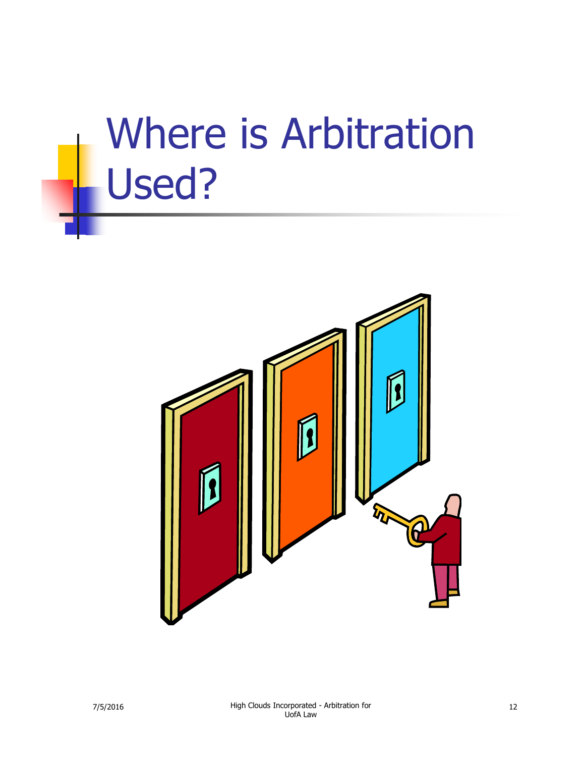# Where is Arbitration Used?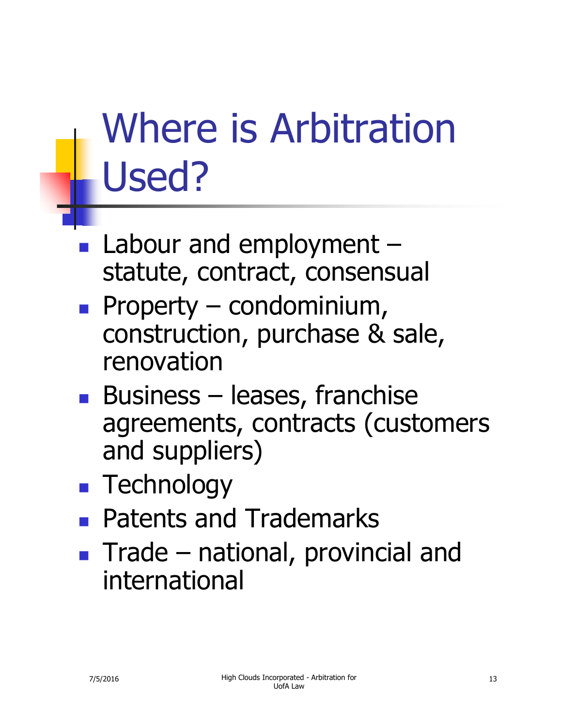# Where is Arbitration Used?

- Labour and employment – statute, contract, consensual
- Property – condominium, construction, purchase & sale, renovation
- Business – leases, franchise agreements, contracts (customers and suppliers)
- Technology
- Patents and Trademarks
- Trade – national, provincial and international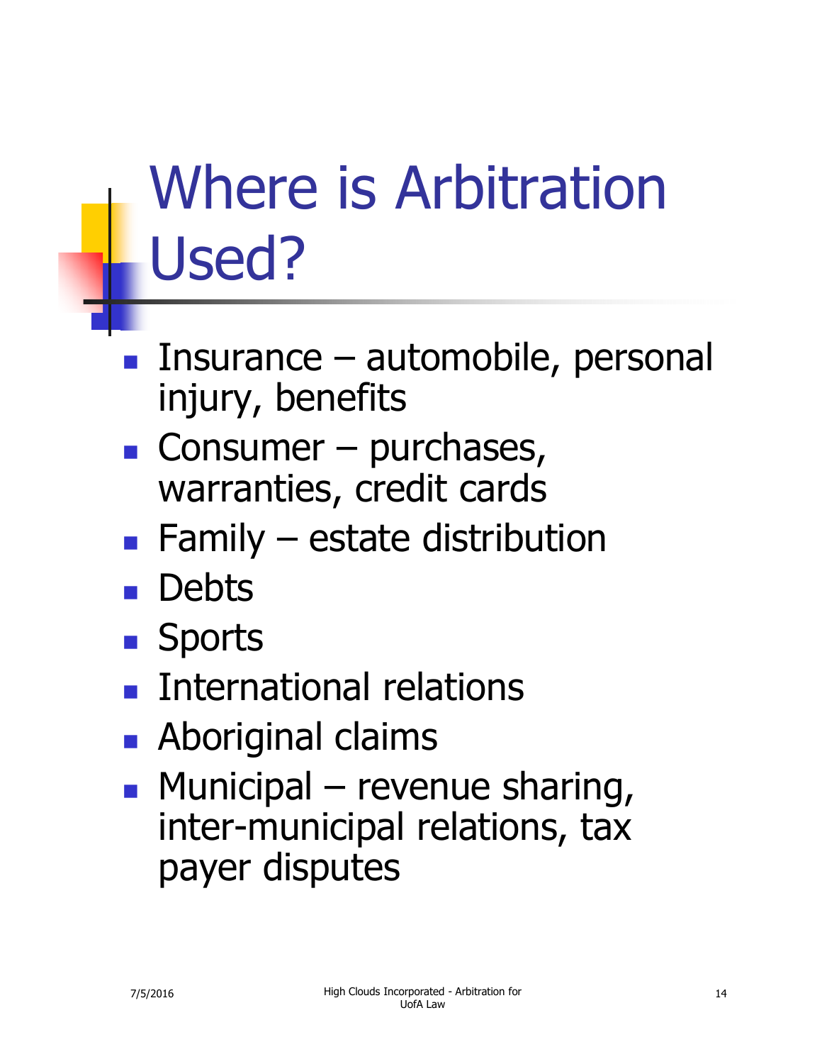# Where is Arbitration Used?

- Insurance – automobile, personal injury, benefits
- Consumer – purchases, warranties, credit cards
- Family – estate distribution
- Debts
- Sports
- International relations
- Aboriginal claims
- Municipal – revenue sharing, inter-municipal relations, tax payer disputes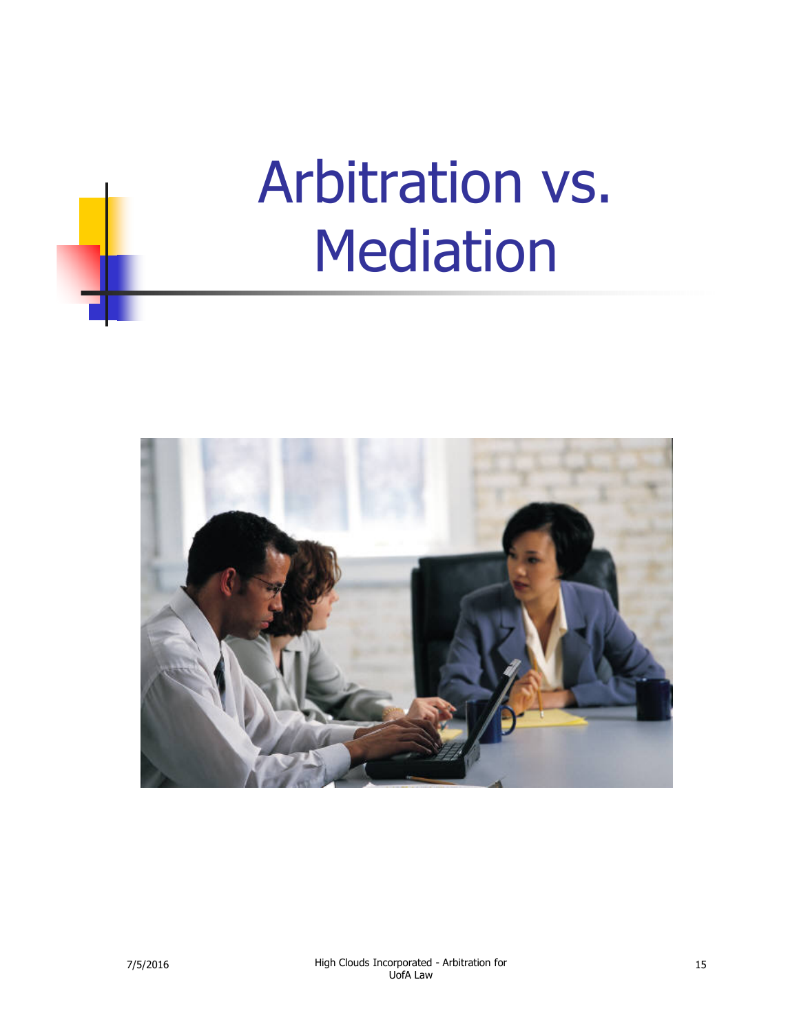# Arbitration vs. Mediation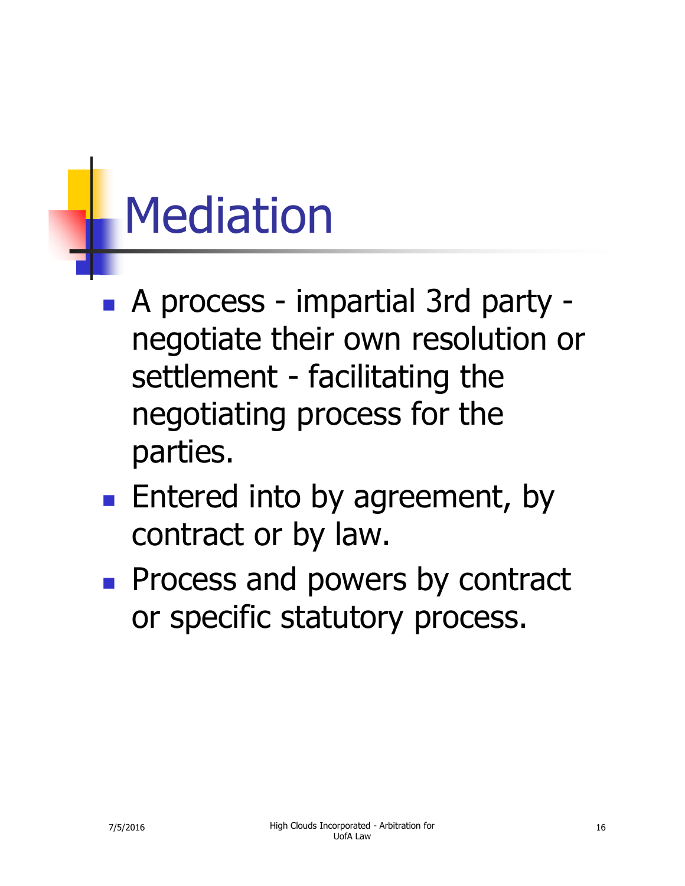# Mediation

- A process - impartial 3rd party - negotiate their own resolution or settlement - facilitating the negotiating process for the parties.
- Entered into by agreement, by contract or by law.
- Process and powers by contract or specific statutory process.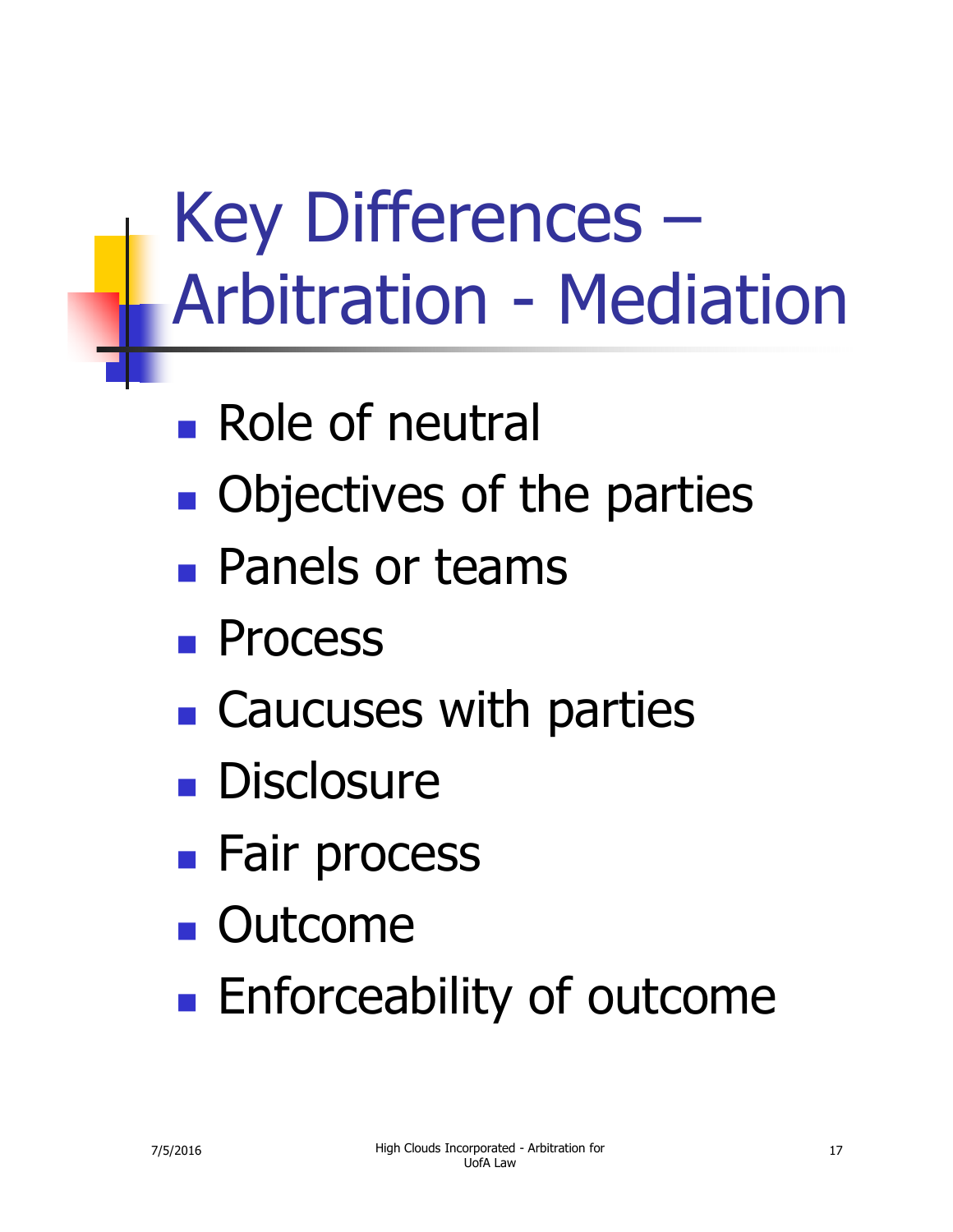# Key Differences – Arbitration - Mediation

- Role of neutral
- Objectives of the parties
- Panels or teams
- Process
- Caucuses with parties
- Disclosure
- Fair process
- Outcome
- Enforceability of outcome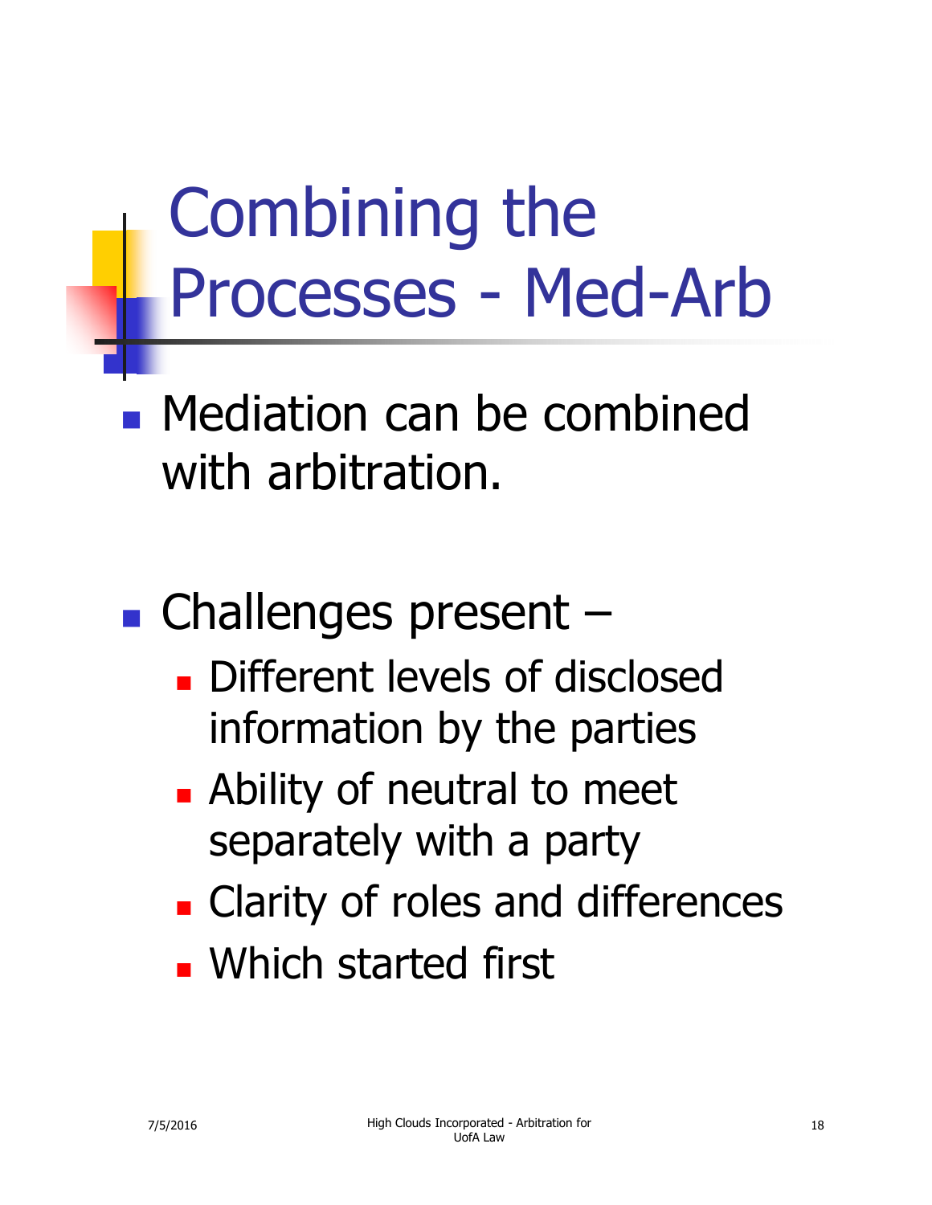# Combining the Processes - Med-Arb

- Mediation can be combined with arbitration.

- Challenges present –
  - Different levels of disclosed information by the parties
  - Ability of neutral to meet separately with a party
  - Clarity of roles and differences
  - Which started first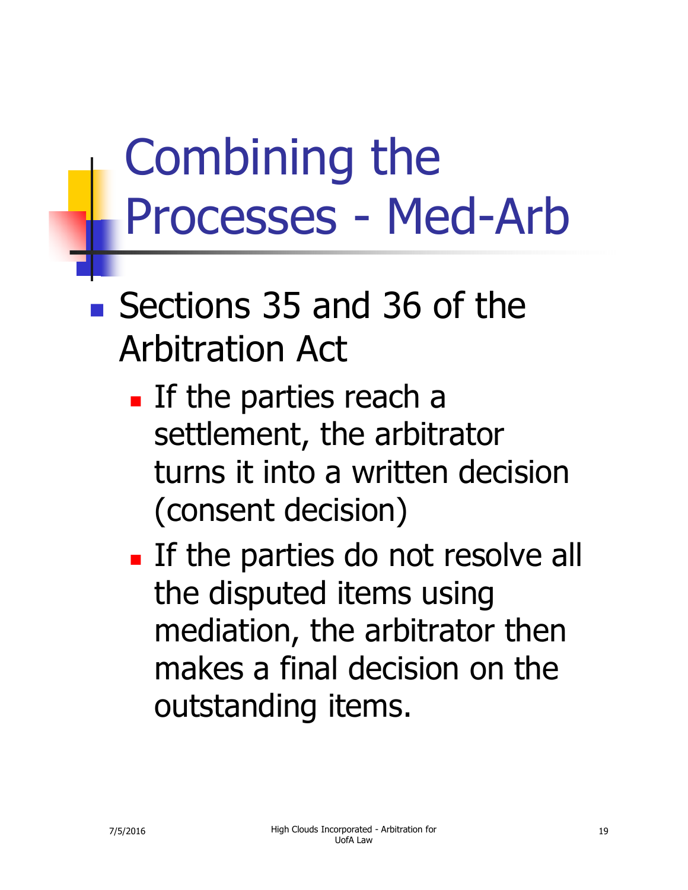# Combining the Processes - Med-Arb

- Sections 35 and 36 of the Arbitration Act
  - If the parties reach a settlement, the arbitrator turns it into a written decision (consent decision)
  - If the parties do not resolve all the disputed items using mediation, the arbitrator then makes a final decision on the outstanding items.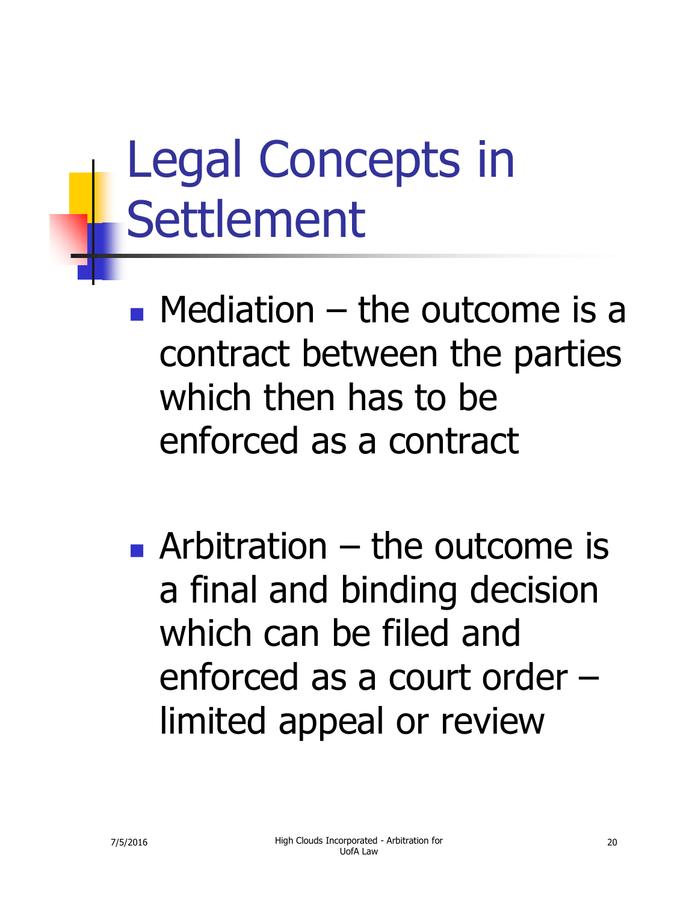# Legal Concepts in Settlement

- Mediation – the outcome is a contract between the parties which then has to be enforced as a contract

- Arbitration – the outcome is a final and binding decision which can be filed and enforced as a court order – limited appeal or review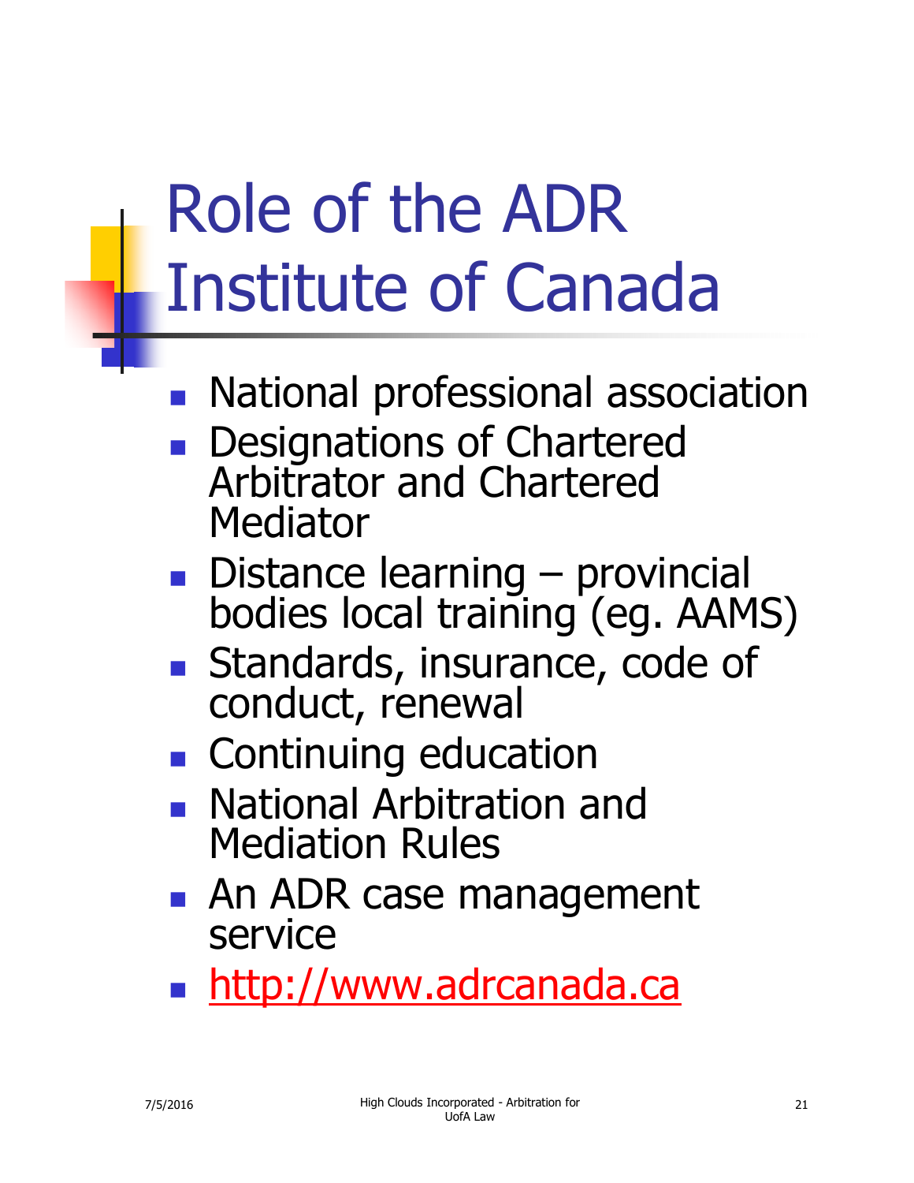# Role of the ADR Institute of Canada

- National professional association
- Designations of Chartered Arbitrator and Chartered Mediator
- Distance learning – provincial bodies local training (eg. AAMS)
- Standards, insurance, code of conduct, renewal
- Continuing education
- National Arbitration and Mediation Rules
- An ADR case management service
- http://www.adrcanada.ca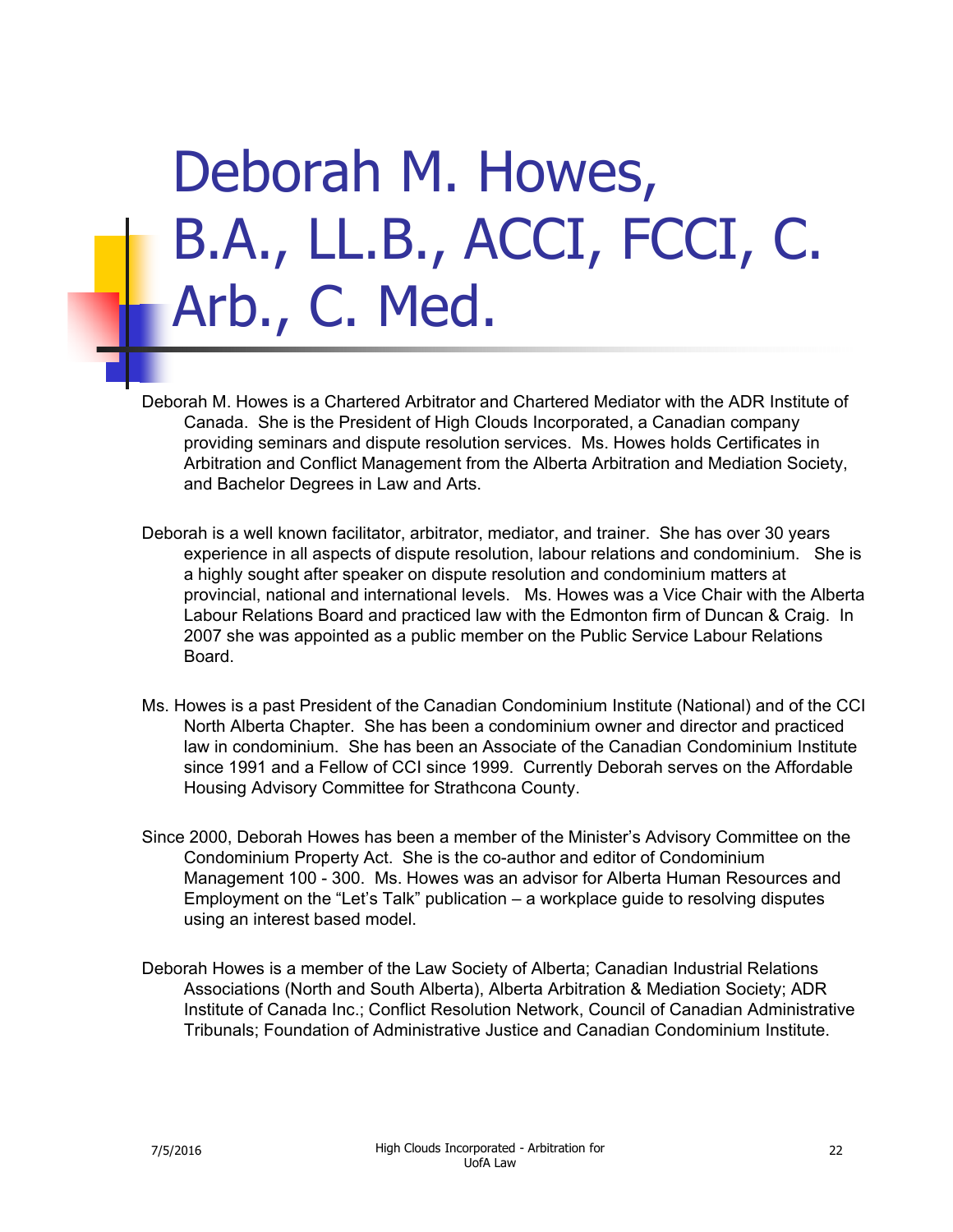# Deborah M. Howes, B.A., LL.B., ACCI, FCCI, C. Arb., C. Med.

Deborah M. Howes is a Chartered Arbitrator and Chartered Mediator with the ADR Institute of Canada. She is the President of High Clouds Incorporated, a Canadian company providing seminars and dispute resolution services. Ms. Howes holds Certificates in Arbitration and Conflict Management from the Alberta Arbitration and Mediation Society, and Bachelor Degrees in Law and Arts.

Deborah is a well known facilitator, arbitrator, mediator, and trainer. She has over 30 years experience in all aspects of dispute resolution, labour relations and condominium. She is a highly sought after speaker on dispute resolution and condominium matters at provincial, national and international levels. Ms. Howes was a Vice Chair with the Alberta Labour Relations Board and practiced law with the Edmonton firm of Duncan & Craig. In 2007 she was appointed as a public member on the Public Service Labour Relations Board.

Ms. Howes is a past President of the Canadian Condominium Institute (National) and of the CCI North Alberta Chapter. She has been a condominium owner and director and practiced law in condominium. She has been an Associate of the Canadian Condominium Institute since 1991 and a Fellow of CCI since 1999. Currently Deborah serves on the Affordable Housing Advisory Committee for Strathcona County.

Since 2000, Deborah Howes has been a member of the Minister's Advisory Committee on the Condominium Property Act. She is the co-author and editor of Condominium Management 100 - 300. Ms. Howes was an advisor for Alberta Human Resources and Employment on the "Let's Talk" publication – a workplace guide to resolving disputes using an interest based model.

Deborah Howes is a member of the Law Society of Alberta; Canadian Industrial Relations Associations (North and South Alberta), Alberta Arbitration & Mediation Society; ADR Institute of Canada Inc.; Conflict Resolution Network, Council of Canadian Administrative Tribunals; Foundation of Administrative Justice and Canadian Condominium Institute.